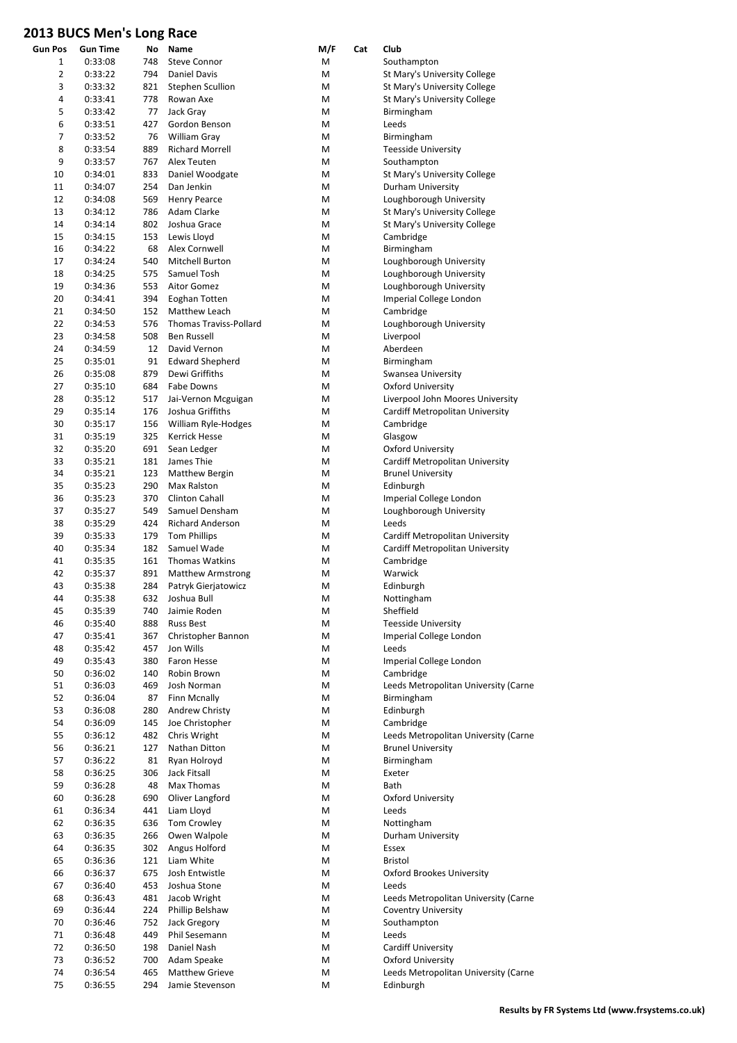# 2013 BUCS Men's Long Race

| Gun Pos | Gun Time | No | Name | M/F | Cat | Club |
|---|---|---|---|---|---|---|
| 1 | 0:33:08 | 748 | Steve Connor | M | | Southampton |
| 2 | 0:33:22 | 794 | Daniel Davis | M | | St Mary's University College |
| 3 | 0:33:32 | 821 | Stephen Scullion | M | | St Mary's University College |
| 4 | 0:33:41 | 778 | Rowan Axe | M | | St Mary's University College |
| 5 | 0:33:42 | 77 | Jack Gray | M | | Birmingham |
| 6 | 0:33:51 | 427 | Gordon Benson | M | | Leeds |
| 7 | 0:33:52 | 76 | William Gray | M | | Birmingham |
| 8 | 0:33:54 | 889 | Richard Morrell | M | | Teesside University |
| 9 | 0:33:57 | 767 | Alex Teuten | M | | Southampton |
| 10 | 0:34:01 | 833 | Daniel Woodgate | M | | St Mary's University College |
| 11 | 0:34:07 | 254 | Dan Jenkin | M | | Durham University |
| 12 | 0:34:08 | 569 | Henry Pearce | M | | Loughborough University |
| 13 | 0:34:12 | 786 | Adam Clarke | M | | St Mary's University College |
| 14 | 0:34:14 | 802 | Joshua Grace | M | | St Mary's University College |
| 15 | 0:34:15 | 153 | Lewis Lloyd | M | | Cambridge |
| 16 | 0:34:22 | 68 | Alex Cornwell | M | | Birmingham |
| 17 | 0:34:24 | 540 | Mitchell Burton | M | | Loughborough University |
| 18 | 0:34:25 | 575 | Samuel Tosh | M | | Loughborough University |
| 19 | 0:34:36 | 553 | Aitor Gomez | M | | Loughborough University |
| 20 | 0:34:41 | 394 | Eoghan Totten | M | | Imperial College London |
| 21 | 0:34:50 | 152 | Matthew Leach | M | | Cambridge |
| 22 | 0:34:53 | 576 | Thomas Traviss-Pollard | M | | Loughborough University |
| 23 | 0:34:58 | 508 | Ben Russell | M | | Liverpool |
| 24 | 0:34:59 | 12 | David Vernon | M | | Aberdeen |
| 25 | 0:35:01 | 91 | Edward Shepherd | M | | Birmingham |
| 26 | 0:35:08 | 879 | Dewi Griffiths | M | | Swansea University |
| 27 | 0:35:10 | 684 | Fabe Downs | M | | Oxford University |
| 28 | 0:35:12 | 517 | Jai-Vernon Mcguigan | M | | Liverpool John Moores University |
| 29 | 0:35:14 | 176 | Joshua Griffiths | M | | Cardiff Metropolitan University |
| 30 | 0:35:17 | 156 | William Ryle-Hodges | M | | Cambridge |
| 31 | 0:35:19 | 325 | Kerrick Hesse | M | | Glasgow |
| 32 | 0:35:20 | 691 | Sean Ledger | M | | Oxford University |
| 33 | 0:35:21 | 181 | James Thie | M | | Cardiff Metropolitan University |
| 34 | 0:35:21 | 123 | Matthew Bergin | M | | Brunel University |
| 35 | 0:35:23 | 290 | Max Ralston | M | | Edinburgh |
| 36 | 0:35:23 | 370 | Clinton Cahall | M | | Imperial College London |
| 37 | 0:35:27 | 549 | Samuel Densham | M | | Loughborough University |
| 38 | 0:35:29 | 424 | Richard Anderson | M | | Leeds |
| 39 | 0:35:33 | 179 | Tom Phillips | M | | Cardiff Metropolitan University |
| 40 | 0:35:34 | 182 | Samuel Wade | M | | Cardiff Metropolitan University |
| 41 | 0:35:35 | 161 | Thomas Watkins | M | | Cambridge |
| 42 | 0:35:37 | 891 | Matthew Armstrong | M | | Warwick |
| 43 | 0:35:38 | 284 | Patryk Gierjatowicz | M | | Edinburgh |
| 44 | 0:35:38 | 632 | Joshua Bull | M | | Nottingham |
| 45 | 0:35:39 | 740 | Jaimie Roden | M | | Sheffield |
| 46 | 0:35:40 | 888 | Russ Best | M | | Teesside University |
| 47 | 0:35:41 | 367 | Christopher Bannon | M | | Imperial College London |
| 48 | 0:35:42 | 457 | Jon Wills | M | | Leeds |
| 49 | 0:35:43 | 380 | Faron Hesse | M | | Imperial College London |
| 50 | 0:36:02 | 140 | Robin Brown | M | | Cambridge |
| 51 | 0:36:03 | 469 | Josh Norman | M | | Leeds Metropolitan University (Carne |
| 52 | 0:36:04 | 87 | Finn Mcnally | M | | Birmingham |
| 53 | 0:36:08 | 280 | Andrew Christy | M | | Edinburgh |
| 54 | 0:36:09 | 145 | Joe Christopher | M | | Cambridge |
| 55 | 0:36:12 | 482 | Chris Wright | M | | Leeds Metropolitan University (Carne |
| 56 | 0:36:21 | 127 | Nathan Ditton | M | | Brunel University |
| 57 | 0:36:22 | 81 | Ryan Holroyd | M | | Birmingham |
| 58 | 0:36:25 | 306 | Jack Fitsall | M | | Exeter |
| 59 | 0:36:28 | 48 | Max Thomas | M | | Bath |
| 60 | 0:36:28 | 690 | Oliver Langford | M | | Oxford University |
| 61 | 0:36:34 | 441 | Liam Lloyd | M | | Leeds |
| 62 | 0:36:35 | 636 | Tom Crowley | M | | Nottingham |
| 63 | 0:36:35 | 266 | Owen Walpole | M | | Durham University |
| 64 | 0:36:35 | 302 | Angus Holford | M | | Essex |
| 65 | 0:36:36 | 121 | Liam White | M | | Bristol |
| 66 | 0:36:37 | 675 | Josh Entwistle | M | | Oxford Brookes University |
| 67 | 0:36:40 | 453 | Joshua Stone | M | | Leeds |
| 68 | 0:36:43 | 481 | Jacob Wright | M | | Leeds Metropolitan University (Carne |
| 69 | 0:36:44 | 224 | Phillip Belshaw | M | | Coventry University |
| 70 | 0:36:46 | 752 | Jack Gregory | M | | Southampton |
| 71 | 0:36:48 | 449 | Phil Sesemann | M | | Leeds |
| 72 | 0:36:50 | 198 | Daniel Nash | M | | Cardiff University |
| 73 | 0:36:52 | 700 | Adam Speake | M | | Oxford University |
| 74 | 0:36:54 | 465 | Matthew Grieve | M | | Leeds Metropolitan University (Carne |
| 75 | 0:36:55 | 294 | Jamie Stevenson | M | | Edinburgh |

**Results by FR Systems Ltd (www.frsystems.co.uk)**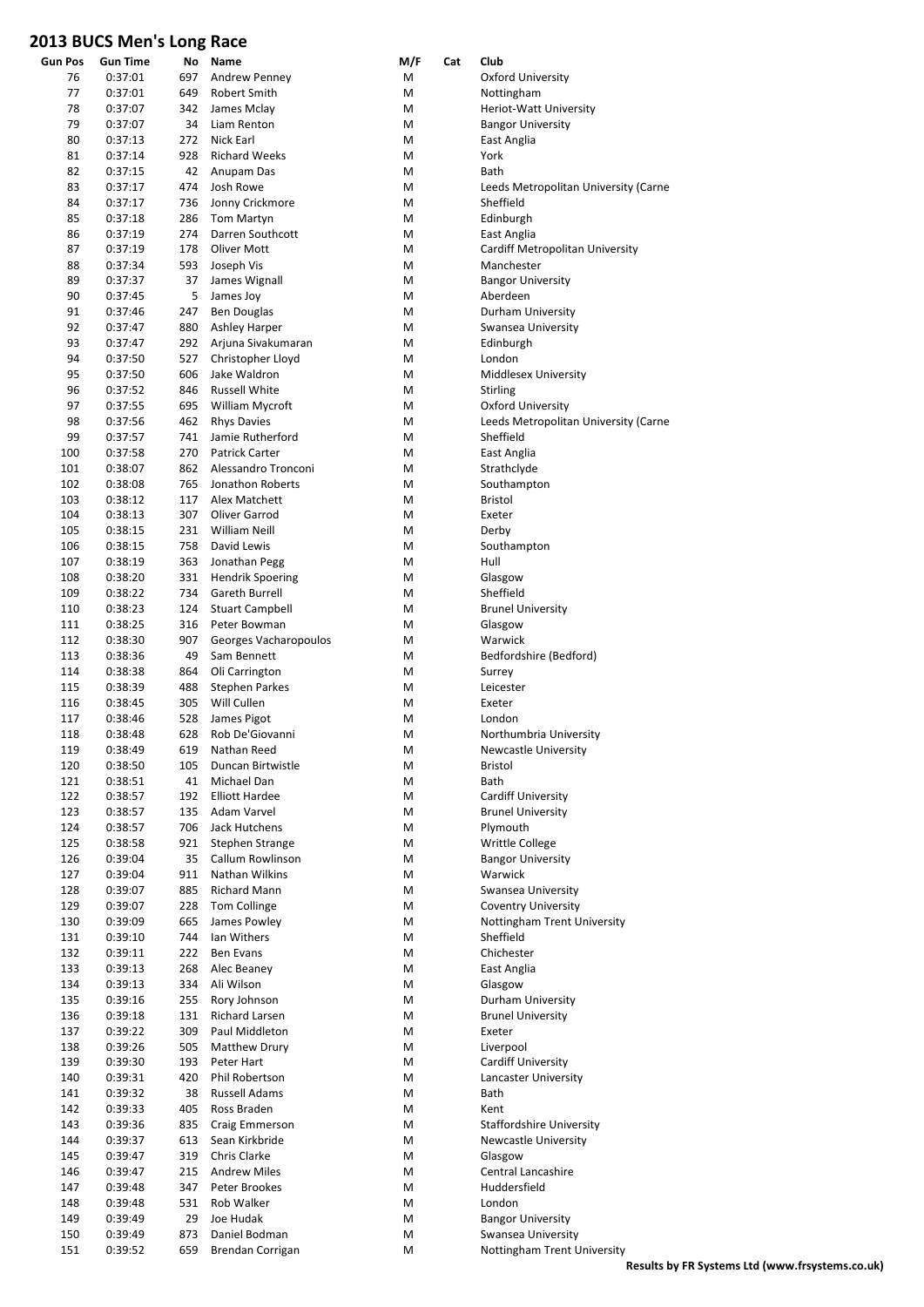# 2013 BUCS Men's Long Race

| Gun Pos | Gun Time | No | Name | M/F | Cat | Club |
|---|---|---|---|---|---|---|
| 76 | 0:37:01 | 697 | Andrew Penney | M | | Oxford University |
| 77 | 0:37:01 | 649 | Robert Smith | M | | Nottingham |
| 78 | 0:37:07 | 342 | James Mclay | M | | Heriot-Watt University |
| 79 | 0:37:07 | 34 | Liam Renton | M | | Bangor University |
| 80 | 0:37:13 | 272 | Nick Earl | M | | East Anglia |
| 81 | 0:37:14 | 928 | Richard Weeks | M | | York |
| 82 | 0:37:15 | 42 | Anupam Das | M | | Bath |
| 83 | 0:37:17 | 474 | Josh Rowe | M | | Leeds Metropolitan University (Carne |
| 84 | 0:37:17 | 736 | Jonny Crickmore | M | | Sheffield |
| 85 | 0:37:18 | 286 | Tom Martyn | M | | Edinburgh |
| 86 | 0:37:19 | 274 | Darren Southcott | M | | East Anglia |
| 87 | 0:37:19 | 178 | Oliver Mott | M | | Cardiff Metropolitan University |
| 88 | 0:37:34 | 593 | Joseph Vis | M | | Manchester |
| 89 | 0:37:37 | 37 | James Wignall | M | | Bangor University |
| 90 | 0:37:45 | 5 | James Joy | M | | Aberdeen |
| 91 | 0:37:46 | 247 | Ben Douglas | M | | Durham University |
| 92 | 0:37:47 | 880 | Ashley Harper | M | | Swansea University |
| 93 | 0:37:47 | 292 | Arjuna Sivakumaran | M | | Edinburgh |
| 94 | 0:37:50 | 527 | Christopher Lloyd | M | | London |
| 95 | 0:37:50 | 606 | Jake Waldron | M | | Middlesex University |
| 96 | 0:37:52 | 846 | Russell White | M | | Stirling |
| 97 | 0:37:55 | 695 | William Mycroft | M | | Oxford University |
| 98 | 0:37:56 | 462 | Rhys Davies | M | | Leeds Metropolitan University (Carne |
| 99 | 0:37:57 | 741 | Jamie Rutherford | M | | Sheffield |
| 100 | 0:37:58 | 270 | Patrick Carter | M | | East Anglia |
| 101 | 0:38:07 | 862 | Alessandro Tronconi | M | | Strathclyde |
| 102 | 0:38:08 | 765 | Jonathon Roberts | M | | Southampton |
| 103 | 0:38:12 | 117 | Alex Matchett | M | | Bristol |
| 104 | 0:38:13 | 307 | Oliver Garrod | M | | Exeter |
| 105 | 0:38:15 | 231 | William Neill | M | | Derby |
| 106 | 0:38:15 | 758 | David Lewis | M | | Southampton |
| 107 | 0:38:19 | 363 | Jonathan Pegg | M | | Hull |
| 108 | 0:38:20 | 331 | Hendrik Spoering | M | | Glasgow |
| 109 | 0:38:22 | 734 | Gareth Burrell | M | | Sheffield |
| 110 | 0:38:23 | 124 | Stuart Campbell | M | | Brunel University |
| 111 | 0:38:25 | 316 | Peter Bowman | M | | Glasgow |
| 112 | 0:38:30 | 907 | Georges Vacharopoulos | M | | Warwick |
| 113 | 0:38:36 | 49 | Sam Bennett | M | | Bedfordshire (Bedford) |
| 114 | 0:38:38 | 864 | Oli Carrington | M | | Surrey |
| 115 | 0:38:39 | 488 | Stephen Parkes | M | | Leicester |
| 116 | 0:38:45 | 305 | Will Cullen | M | | Exeter |
| 117 | 0:38:46 | 528 | James Pigot | M | | London |
| 118 | 0:38:48 | 628 | Rob De'Giovanni | M | | Northumbria University |
| 119 | 0:38:49 | 619 | Nathan Reed | M | | Newcastle University |
| 120 | 0:38:50 | 105 | Duncan Birtwistle | M | | Bristol |
| 121 | 0:38:51 | 41 | Michael Dan | M | | Bath |
| 122 | 0:38:57 | 192 | Elliott Hardee | M | | Cardiff University |
| 123 | 0:38:57 | 135 | Adam Varvel | M | | Brunel University |
| 124 | 0:38:57 | 706 | Jack Hutchens | M | | Plymouth |
| 125 | 0:38:58 | 921 | Stephen Strange | M | | Writtle College |
| 126 | 0:39:04 | 35 | Callum Rowlinson | M | | Bangor University |
| 127 | 0:39:04 | 911 | Nathan Wilkins | M | | Warwick |
| 128 | 0:39:07 | 885 | Richard Mann | M | | Swansea University |
| 129 | 0:39:07 | 228 | Tom Collinge | M | | Coventry University |
| 130 | 0:39:09 | 665 | James Powley | M | | Nottingham Trent University |
| 131 | 0:39:10 | 744 | Ian Withers | M | | Sheffield |
| 132 | 0:39:11 | 222 | Ben Evans | M | | Chichester |
| 133 | 0:39:13 | 268 | Alec Beaney | M | | East Anglia |
| 134 | 0:39:13 | 334 | Ali Wilson | M | | Glasgow |
| 135 | 0:39:16 | 255 | Rory Johnson | M | | Durham University |
| 136 | 0:39:18 | 131 | Richard Larsen | M | | Brunel University |
| 137 | 0:39:22 | 309 | Paul Middleton | M | | Exeter |
| 138 | 0:39:26 | 505 | Matthew Drury | M | | Liverpool |
| 139 | 0:39:30 | 193 | Peter Hart | M | | Cardiff University |
| 140 | 0:39:31 | 420 | Phil Robertson | M | | Lancaster University |
| 141 | 0:39:32 | 38 | Russell Adams | M | | Bath |
| 142 | 0:39:33 | 405 | Ross Braden | M | | Kent |
| 143 | 0:39:36 | 835 | Craig Emmerson | M | | Staffordshire University |
| 144 | 0:39:37 | 613 | Sean Kirkbride | M | | Newcastle University |
| 145 | 0:39:47 | 319 | Chris Clarke | M | | Glasgow |
| 146 | 0:39:47 | 215 | Andrew Miles | M | | Central Lancashire |
| 147 | 0:39:48 | 347 | Peter Brookes | M | | Huddersfield |
| 148 | 0:39:48 | 531 | Rob Walker | M | | London |
| 149 | 0:39:49 | 29 | Joe Hudak | M | | Bangor University |
| 150 | 0:39:49 | 873 | Daniel Bodman | M | | Swansea University |
| 151 | 0:39:52 | 659 | Brendan Corrigan | M | | Nottingham Trent University |

**Results by FR Systems Ltd (www.frsystems.co.uk)**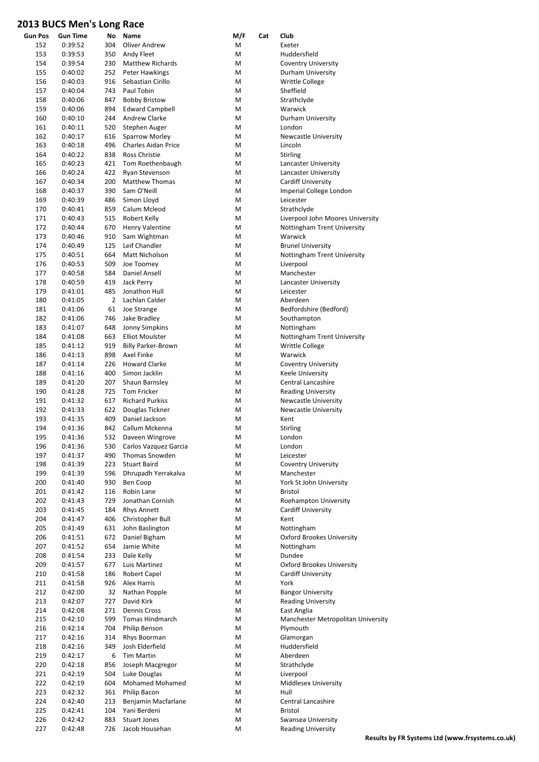# 2013 BUCS Men's Long Race

| Gun Pos | Gun Time | No | Name | M/F | Cat | Club |
|---|---|---|---|---|---|---|
| 152 | 0:39:52 | 304 | Oliver Andrew | M | | Exeter |
| 153 | 0:39:53 | 350 | Andy Fleet | M | | Huddersfield |
| 154 | 0:39:54 | 230 | Matthew Richards | M | | Coventry University |
| 155 | 0:40:02 | 252 | Peter Hawkings | M | | Durham University |
| 156 | 0:40:03 | 916 | Sebastian Cirillo | M | | Writtle College |
| 157 | 0:40:04 | 743 | Paul Tobin | M | | Sheffield |
| 158 | 0:40:06 | 847 | Bobby Bristow | M | | Strathclyde |
| 159 | 0:40:06 | 894 | Edward Campbell | M | | Warwick |
| 160 | 0:40:10 | 244 | Andrew Clarke | M | | Durham University |
| 161 | 0:40:11 | 520 | Stephen Auger | M | | London |
| 162 | 0:40:17 | 616 | Sparrow Morley | M | | Newcastle University |
| 163 | 0:40:18 | 496 | Charles Aidan Price | M | | Lincoln |
| 164 | 0:40:22 | 838 | Ross Christie | M | | Stirling |
| 165 | 0:40:23 | 421 | Tom Roethenbaugh | M | | Lancaster University |
| 166 | 0:40:24 | 422 | Ryan Stevenson | M | | Lancaster University |
| 167 | 0:40:34 | 200 | Matthew Thomas | M | | Cardiff University |
| 168 | 0:40:37 | 390 | Sam O'Neill | M | | Imperial College London |
| 169 | 0:40:39 | 486 | Simon Lloyd | M | | Leicester |
| 170 | 0:40:41 | 859 | Calum Mcleod | M | | Strathclyde |
| 171 | 0:40:43 | 515 | Robert Kelly | M | | Liverpool John Moores University |
| 172 | 0:40:44 | 670 | Henry Valentine | M | | Nottingham Trent University |
| 173 | 0:40:46 | 910 | Sam Wightman | M | | Warwick |
| 174 | 0:40:49 | 125 | Leif Chandler | M | | Brunel University |
| 175 | 0:40:51 | 664 | Matt Nicholson | M | | Nottingham Trent University |
| 176 | 0:40:53 | 509 | Joe Toomey | M | | Liverpool |
| 177 | 0:40:58 | 584 | Daniel Ansell | M | | Manchester |
| 178 | 0:40:59 | 419 | Jack Perry | M | | Lancaster University |
| 179 | 0:41:01 | 485 | Jonathon Hull | M | | Leicester |
| 180 | 0:41:05 | 2 | Lachlan Calder | M | | Aberdeen |
| 181 | 0:41:06 | 61 | Joe Strange | M | | Bedfordshire (Bedford) |
| 182 | 0:41:06 | 746 | Jake Bradley | M | | Southampton |
| 183 | 0:41:07 | 648 | Jonny Simpkins | M | | Nottingham |
| 184 | 0:41:08 | 663 | Elliot Moulster | M | | Nottingham Trent University |
| 185 | 0:41:12 | 919 | Billy Parker-Brown | M | | Writtle College |
| 186 | 0:41:13 | 898 | Axel Finke | M | | Warwick |
| 187 | 0:41:14 | 226 | Howard Clarke | M | | Coventry University |
| 188 | 0:41:16 | 400 | Simon Jacklin | M | | Keele University |
| 189 | 0:41:20 | 207 | Shaun Barnsley | M | | Central Lancashire |
| 190 | 0:41:28 | 725 | Tom Fricker | M | | Reading University |
| 191 | 0:41:32 | 617 | Richard Purkiss | M | | Newcastle University |
| 192 | 0:41:33 | 622 | Douglas Tickner | M | | Newcastle University |
| 193 | 0:41:35 | 409 | Daniel Jackson | M | | Kent |
| 194 | 0:41:36 | 842 | Callum Mckenna | M | | Stirling |
| 195 | 0:41:36 | 532 | Daveen Wingrove | M | | London |
| 196 | 0:41:36 | 530 | Carlos Vazquez Garcia | M | | London |
| 197 | 0:41:37 | 490 | Thomas Snowden | M | | Leicester |
| 198 | 0:41:39 | 223 | Stuart Baird | M | | Coventry University |
| 199 | 0:41:39 | 596 | Dhrupadh Yerrakalva | M | | Manchester |
| 200 | 0:41:40 | 930 | Ben Coop | M | | York St John University |
| 201 | 0:41:42 | 116 | Robin Lane | M | | Bristol |
| 202 | 0:41:43 | 729 | Jonathan Cornish | M | | Roehampton University |
| 203 | 0:41:45 | 184 | Rhys Annett | M | | Cardiff University |
| 204 | 0:41:47 | 406 | Christopher Bull | M | | Kent |
| 205 | 0:41:49 | 631 | John Baslington | M | | Nottingham |
| 206 | 0:41:51 | 672 | Daniel Bigham | M | | Oxford Brookes University |
| 207 | 0:41:52 | 654 | Jamie White | M | | Nottingham |
| 208 | 0:41:54 | 233 | Dale Kelly | M | | Dundee |
| 209 | 0:41:57 | 677 | Luis Martinez | M | | Oxford Brookes University |
| 210 | 0:41:58 | 186 | Robert Capel | M | | Cardiff University |
| 211 | 0:41:58 | 926 | Alex Harris | M | | York |
| 212 | 0:42:00 | 32 | Nathan Popple | M | | Bangor University |
| 213 | 0:42:07 | 727 | David Kirk | M | | Reading University |
| 214 | 0:42:08 | 271 | Dennis Cross | M | | East Anglia |
| 215 | 0:42:10 | 599 | Tomas Hindmarch | M | | Manchester Metropolitan University |
| 216 | 0:42:14 | 704 | Philip Benson | M | | Plymouth |
| 217 | 0:42:16 | 314 | Rhys Boorman | M | | Glamorgan |
| 218 | 0:42:16 | 349 | Josh Elderfield | M | | Huddersfield |
| 219 | 0:42:17 | 6 | Tim Martin | M | | Aberdeen |
| 220 | 0:42:18 | 856 | Joseph Macgregor | M | | Strathclyde |
| 221 | 0:42:19 | 504 | Luke Douglas | M | | Liverpool |
| 222 | 0:42:19 | 604 | Mohamed Mohamed | M | | Middlesex University |
| 223 | 0:42:32 | 361 | Philip Bacon | M | | Hull |
| 224 | 0:42:40 | 213 | Benjamin Macfarlane | M | | Central Lancashire |
| 225 | 0:42:41 | 104 | Yani Berdeni | M | | Bristol |
| 226 | 0:42:42 | 883 | Stuart Jones | M | | Swansea University |
| 227 | 0:42:48 | 726 | Jacob Househan | M | | Reading University |

**Results by FR Systems Ltd (www.frsystems.co.uk)**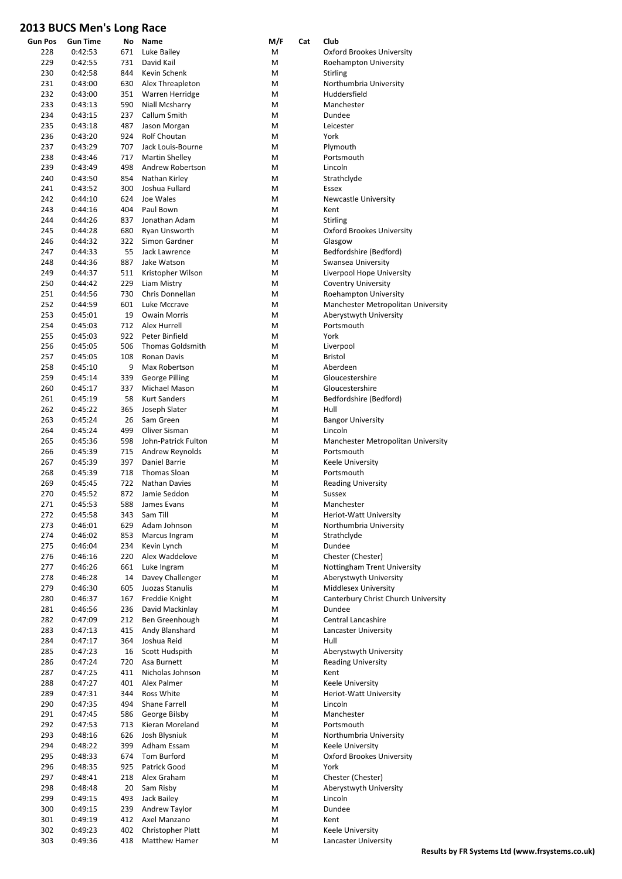# 2013 BUCS Men's Long Race

| Gun Pos | Gun Time | No | Name | M/F | Cat | Club |
|---|---|---|---|---|---|---|
| 228 | 0:42:53 | 671 | Luke Bailey | M | | Oxford Brookes University |
| 229 | 0:42:55 | 731 | David Kail | M | | Roehampton University |
| 230 | 0:42:58 | 844 | Kevin Schenk | M | | Stirling |
| 231 | 0:43:00 | 630 | Alex Threapleton | M | | Northumbria University |
| 232 | 0:43:00 | 351 | Warren Herridge | M | | Huddersfield |
| 233 | 0:43:13 | 590 | Niall Mcsharry | M | | Manchester |
| 234 | 0:43:15 | 237 | Callum Smith | M | | Dundee |
| 235 | 0:43:18 | 487 | Jason Morgan | M | | Leicester |
| 236 | 0:43:20 | 924 | Rolf Choutan | M | | York |
| 237 | 0:43:29 | 707 | Jack Louis-Bourne | M | | Plymouth |
| 238 | 0:43:46 | 717 | Martin Shelley | M | | Portsmouth |
| 239 | 0:43:49 | 498 | Andrew Robertson | M | | Lincoln |
| 240 | 0:43:50 | 854 | Nathan Kirley | M | | Strathclyde |
| 241 | 0:43:52 | 300 | Joshua Fullard | M | | Essex |
| 242 | 0:44:10 | 624 | Joe Wales | M | | Newcastle University |
| 243 | 0:44:16 | 404 | Paul Bown | M | | Kent |
| 244 | 0:44:26 | 837 | Jonathan Adam | M | | Stirling |
| 245 | 0:44:28 | 680 | Ryan Unsworth | M | | Oxford Brookes University |
| 246 | 0:44:32 | 322 | Simon Gardner | M | | Glasgow |
| 247 | 0:44:33 | 55 | Jack Lawrence | M | | Bedfordshire (Bedford) |
| 248 | 0:44:36 | 887 | Jake Watson | M | | Swansea University |
| 249 | 0:44:37 | 511 | Kristopher Wilson | M | | Liverpool Hope University |
| 250 | 0:44:42 | 229 | Liam Mistry | M | | Coventry University |
| 251 | 0:44:56 | 730 | Chris Donnellan | M | | Roehampton University |
| 252 | 0:44:59 | 601 | Luke Mccrave | M | | Manchester Metropolitan University |
| 253 | 0:45:01 | 19 | Owain Morris | M | | Aberystwyth University |
| 254 | 0:45:03 | 712 | Alex Hurrell | M | | Portsmouth |
| 255 | 0:45:03 | 922 | Peter Binfield | M | | York |
| 256 | 0:45:05 | 506 | Thomas Goldsmith | M | | Liverpool |
| 257 | 0:45:05 | 108 | Ronan Davis | M | | Bristol |
| 258 | 0:45:10 | 9 | Max Robertson | M | | Aberdeen |
| 259 | 0:45:14 | 339 | George Pilling | M | | Gloucestershire |
| 260 | 0:45:17 | 337 | Michael Mason | M | | Gloucestershire |
| 261 | 0:45:19 | 58 | Kurt Sanders | M | | Bedfordshire (Bedford) |
| 262 | 0:45:22 | 365 | Joseph Slater | M | | Hull |
| 263 | 0:45:24 | 26 | Sam Green | M | | Bangor University |
| 264 | 0:45:24 | 499 | Oliver Sisman | M | | Lincoln |
| 265 | 0:45:36 | 598 | John-Patrick Fulton | M | | Manchester Metropolitan University |
| 266 | 0:45:39 | 715 | Andrew Reynolds | M | | Portsmouth |
| 267 | 0:45:39 | 397 | Daniel Barrie | M | | Keele University |
| 268 | 0:45:39 | 718 | Thomas Sloan | M | | Portsmouth |
| 269 | 0:45:45 | 722 | Nathan Davies | M | | Reading University |
| 270 | 0:45:52 | 872 | Jamie Seddon | M | | Sussex |
| 271 | 0:45:53 | 588 | James Evans | M | | Manchester |
| 272 | 0:45:58 | 343 | Sam Till | M | | Heriot-Watt University |
| 273 | 0:46:01 | 629 | Adam Johnson | M | | Northumbria University |
| 274 | 0:46:02 | 853 | Marcus Ingram | M | | Strathclyde |
| 275 | 0:46:04 | 234 | Kevin Lynch | M | | Dundee |
| 276 | 0:46:16 | 220 | Alex Waddelove | M | | Chester (Chester) |
| 277 | 0:46:26 | 661 | Luke Ingram | M | | Nottingham Trent University |
| 278 | 0:46:28 | 14 | Davey Challenger | M | | Aberystwyth University |
| 279 | 0:46:30 | 605 | Juozas Stanulis | M | | Middlesex University |
| 280 | 0:46:37 | 167 | Freddie Knight | M | | Canterbury Christ Church University |
| 281 | 0:46:56 | 236 | David Mackinlay | M | | Dundee |
| 282 | 0:47:09 | 212 | Ben Greenhough | M | | Central Lancashire |
| 283 | 0:47:13 | 415 | Andy Blanshard | M | | Lancaster University |
| 284 | 0:47:17 | 364 | Joshua Reid | M | | Hull |
| 285 | 0:47:23 | 16 | Scott Hudspith | M | | Aberystwyth University |
| 286 | 0:47:24 | 720 | Asa Burnett | M | | Reading University |
| 287 | 0:47:25 | 411 | Nicholas Johnson | M | | Kent |
| 288 | 0:47:27 | 401 | Alex Palmer | M | | Keele University |
| 289 | 0:47:31 | 344 | Ross White | M | | Heriot-Watt University |
| 290 | 0:47:35 | 494 | Shane Farrell | M | | Lincoln |
| 291 | 0:47:45 | 586 | George Bilsby | M | | Manchester |
| 292 | 0:47:53 | 713 | Kieran Moreland | M | | Portsmouth |
| 293 | 0:48:16 | 626 | Josh Blysniuk | M | | Northumbria University |
| 294 | 0:48:22 | 399 | Adham Essam | M | | Keele University |
| 295 | 0:48:33 | 674 | Tom Burford | M | | Oxford Brookes University |
| 296 | 0:48:35 | 925 | Patrick Good | M | | York |
| 297 | 0:48:41 | 218 | Alex Graham | M | | Chester (Chester) |
| 298 | 0:48:48 | 20 | Sam Risby | M | | Aberystwyth University |
| 299 | 0:49:15 | 493 | Jack Bailey | M | | Lincoln |
| 300 | 0:49:15 | 239 | Andrew Taylor | M | | Dundee |
| 301 | 0:49:19 | 412 | Axel Manzano | M | | Kent |
| 302 | 0:49:23 | 402 | Christopher Platt | M | | Keele University |
| 303 | 0:49:36 | 418 | Matthew Hamer | M | | Lancaster University |

**Results by FR Systems Ltd (www.frsystems.co.uk)**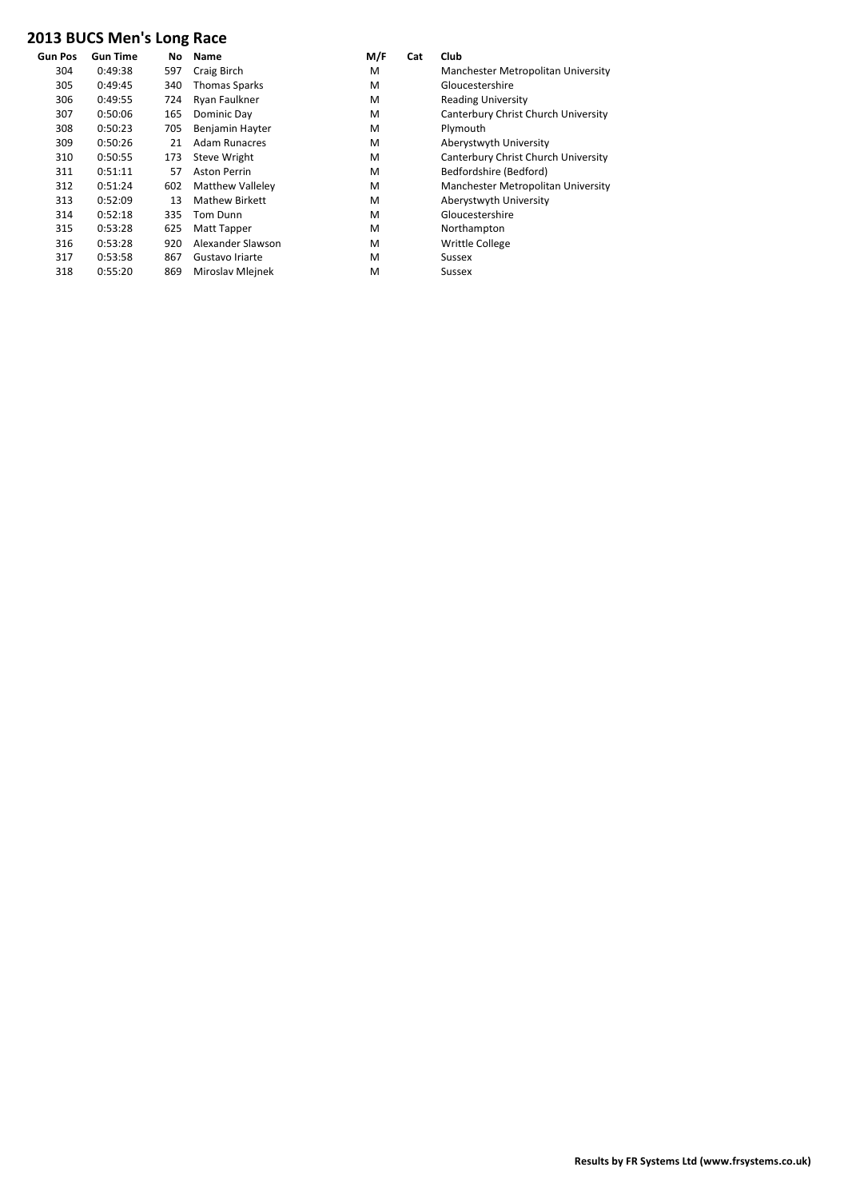# 2013 BUCS Men's Long Race

| Gun Pos | Gun Time | No | Name | M/F | Cat | Club |
|---|---|---|---|---|---|---|
| 304 | 0:49:38 | 597 | Craig Birch | M | | Manchester Metropolitan University |
| 305 | 0:49:45 | 340 | Thomas Sparks | M | | Gloucestershire |
| 306 | 0:49:55 | 724 | Ryan Faulkner | M | | Reading University |
| 307 | 0:50:06 | 165 | Dominic Day | M | | Canterbury Christ Church University |
| 308 | 0:50:23 | 705 | Benjamin Hayter | M | | Plymouth |
| 309 | 0:50:26 | 21 | Adam Runacres | M | | Aberystwyth University |
| 310 | 0:50:55 | 173 | Steve Wright | M | | Canterbury Christ Church University |
| 311 | 0:51:11 | 57 | Aston Perrin | M | | Bedfordshire (Bedford) |
| 312 | 0:51:24 | 602 | Matthew Valleley | M | | Manchester Metropolitan University |
| 313 | 0:52:09 | 13 | Mathew Birkett | M | | Aberystwyth University |
| 314 | 0:52:18 | 335 | Tom Dunn | M | | Gloucestershire |
| 315 | 0:53:28 | 625 | Matt Tapper | M | | Northampton |
| 316 | 0:53:28 | 920 | Alexander Slawson | M | | Writtle College |
| 317 | 0:53:58 | 867 | Gustavo Iriarte | M | | Sussex |
| 318 | 0:55:20 | 869 | Miroslav Mlejnek | M | | Sussex |

**Results by FR Systems Ltd (www.frsystems.co.uk)**